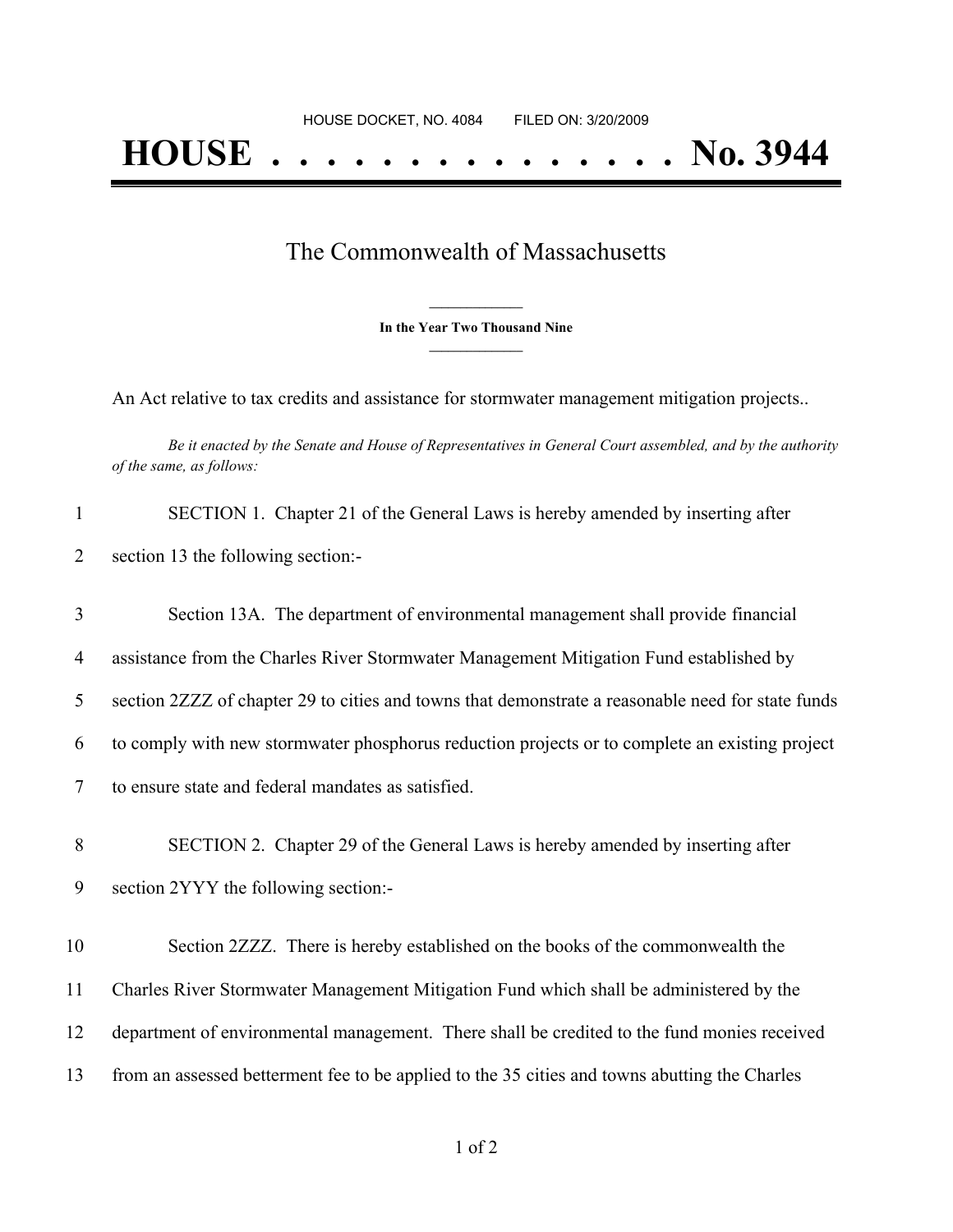HOUSE DOCKET, NO. 4084        FILED ON: 3/20/2009

# HOUSE . . . . . . . . . . . . . . . No. 3944

## The Commonwealth of Massachusetts

**In the Year Two Thousand Nine**

An Act relative to tax credits and assistance for stormwater management mitigation projects..

*Be it enacted by the Senate and House of Representatives in General Court assembled, and by the authority of the same, as follows:*

1 SECTION 1. Chapter 21 of the General Laws is hereby amended by inserting after
2 section 13 the following section:-

3 Section 13A. The department of environmental management shall provide financial
4 assistance from the Charles River Stormwater Management Mitigation Fund established by
5 section 2ZZZ of chapter 29 to cities and towns that demonstrate a reasonable need for state funds
6 to comply with new stormwater phosphorus reduction projects or to complete an existing project
7 to ensure state and federal mandates as satisfied.

8 SECTION 2. Chapter 29 of the General Laws is hereby amended by inserting after
9 section 2YYY the following section:-

10 Section 2ZZZ. There is hereby established on the books of the commonwealth the
11 Charles River Stormwater Management Mitigation Fund which shall be administered by the
12 department of environmental management. There shall be credited to the fund monies received
13 from an assessed betterment fee to be applied to the 35 cities and towns abutting the Charles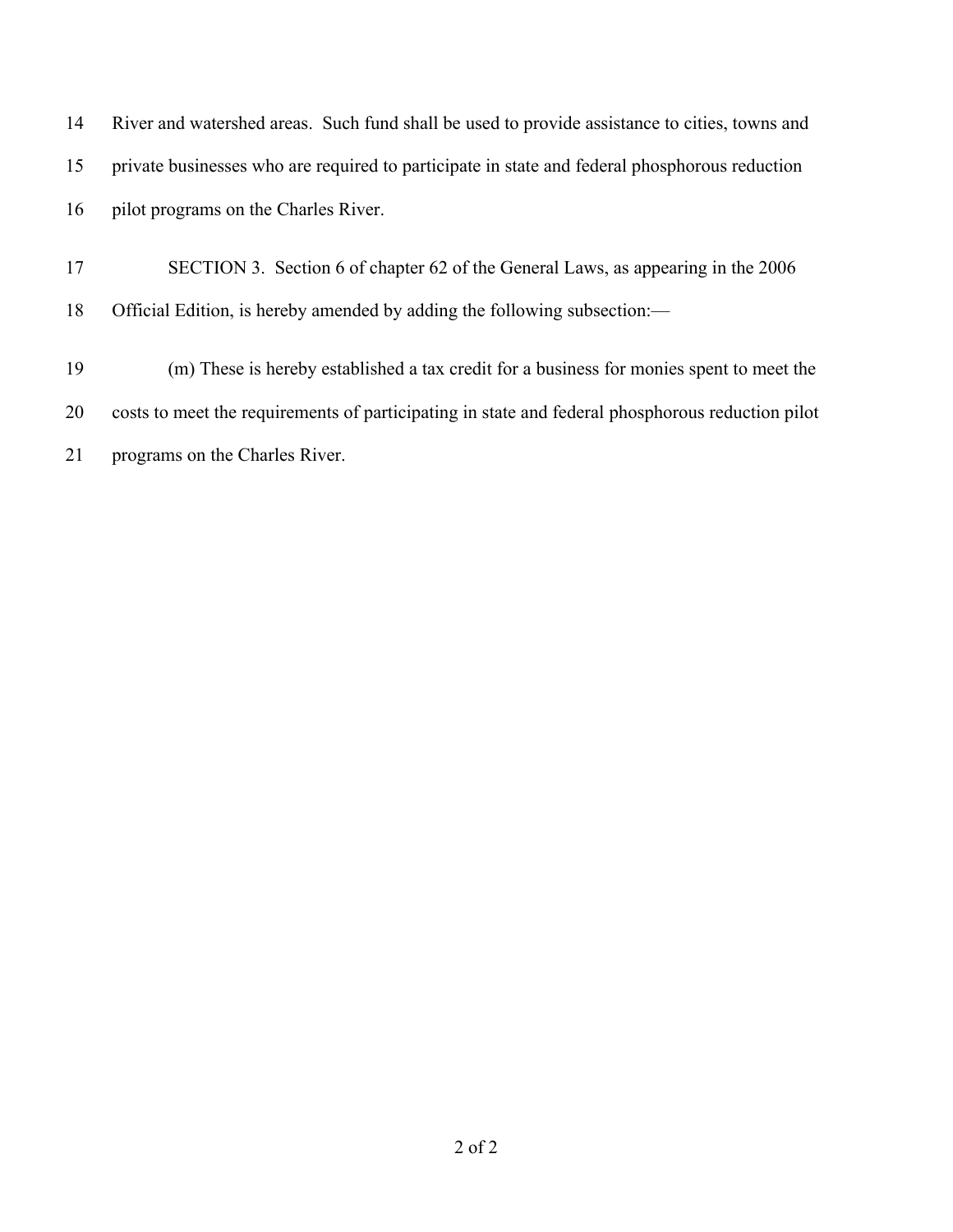River and watershed areas. Such fund shall be used to provide assistance to cities, towns and private businesses who are required to participate in state and federal phosphorous reduction pilot programs on the Charles River.

SECTION 3. Section 6 of chapter 62 of the General Laws, as appearing in the 2006 Official Edition, is hereby amended by adding the following subsection:—

(m) These is hereby established a tax credit for a business for monies spent to meet the costs to meet the requirements of participating in state and federal phosphorous reduction pilot programs on the Charles River.